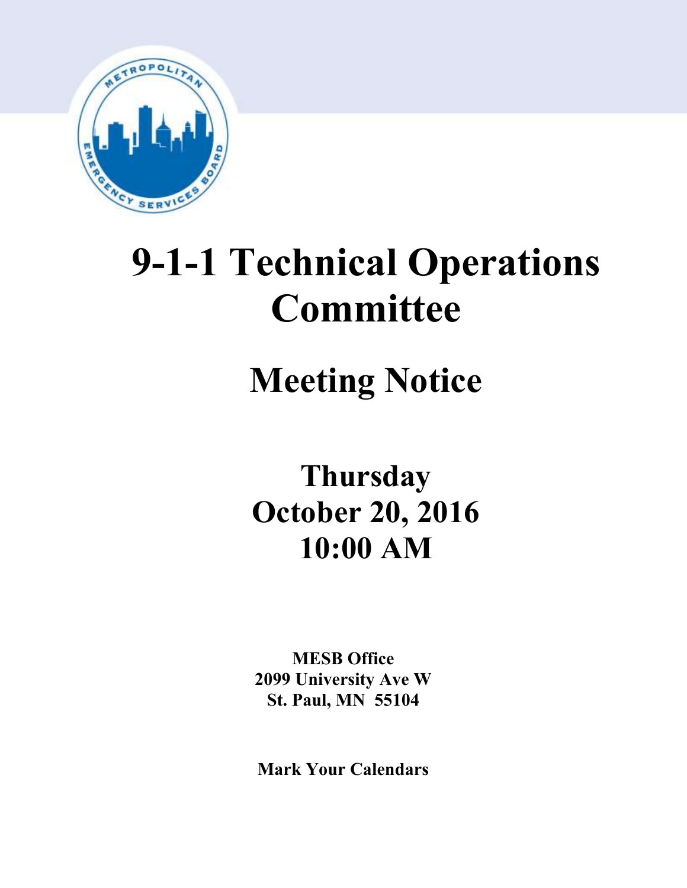# 9-1-1 Technical Operations Committee

## Meeting Notice

## Thursday
## October 20, 2016
## 10:00 AM

**MESB Office**
**2099 University Ave W**
**St. Paul, MN 55104**

**Mark Your Calendars**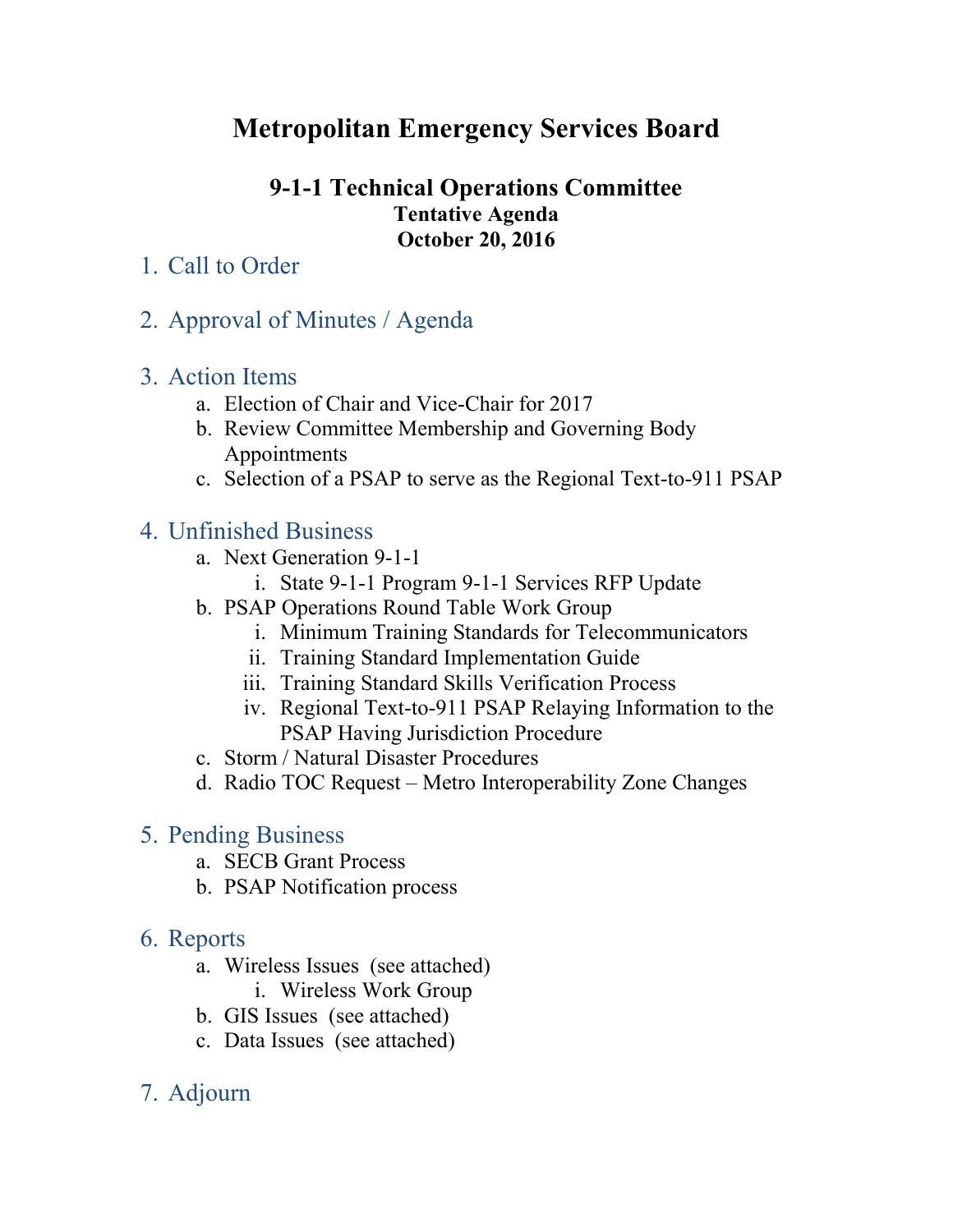# Metropolitan Emergency Services Board

## 9-1-1 Technical Operations Committee

**Tentative Agenda**
**October 20, 2016**

1. Call to Order

2. Approval of Minutes / Agenda

3. Action Items
   a. Election of Chair and Vice-Chair for 2017
   b. Review Committee Membership and Governing Body Appointments
   c. Selection of a PSAP to serve as the Regional Text-to-911 PSAP

4. Unfinished Business
   a. Next Generation 9-1-1
      i. State 9-1-1 Program 9-1-1 Services RFP Update
   b. PSAP Operations Round Table Work Group
      i. Minimum Training Standards for Telecommunicators
      ii. Training Standard Implementation Guide
      iii. Training Standard Skills Verification Process
      iv. Regional Text-to-911 PSAP Relaying Information to the PSAP Having Jurisdiction Procedure
   c. Storm / Natural Disaster Procedures
   d. Radio TOC Request – Metro Interoperability Zone Changes

5. Pending Business
   a. SECB Grant Process
   b. PSAP Notification process

6. Reports
   a. Wireless Issues (see attached)
      i. Wireless Work Group
   b. GIS Issues (see attached)
   c. Data Issues (see attached)

7. Adjourn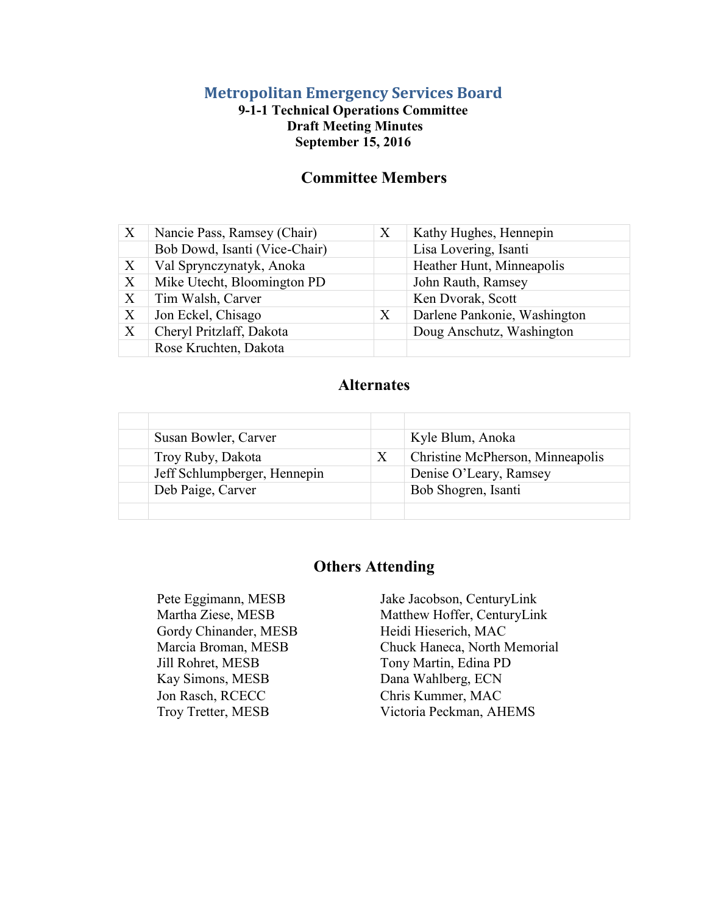# Metropolitan Emergency Services Board

**9-1-1 Technical Operations Committee**
**Draft Meeting Minutes**
**September 15, 2016**

## Committee Members

| | | | |
|---|---|---|---|
| X | Nancie Pass, Ramsey (Chair) | X | Kathy Hughes, Hennepin |
| | Bob Dowd, Isanti (Vice-Chair) | | Lisa Lovering, Isanti |
| X | Val Sprynczynatyk, Anoka | | Heather Hunt, Minneapolis |
| X | Mike Utecht, Bloomington PD | | John Rauth, Ramsey |
| X | Tim Walsh, Carver | | Ken Dvorak, Scott |
| X | Jon Eckel, Chisago | X | Darlene Pankonie, Washington |
| X | Cheryl Pritzlaff, Dakota | | Doug Anschutz, Washington |
| | Rose Kruchten, Dakota | | |

## Alternates

| | | | |
|---|---|---|---|
| | Susan Bowler, Carver | | Kyle Blum, Anoka |
| | Troy Ruby, Dakota | X | Christine McPherson, Minneapolis |
| | Jeff Schlumpberger, Hennepin | | Denise O'Leary, Ramsey |
| | Deb Paige, Carver | | Bob Shogren, Isanti |

## Others Attending

Pete Eggimann, MESB
Martha Ziese, MESB
Gordy Chinander, MESB
Marcia Broman, MESB
Jill Rohret, MESB
Kay Simons, MESB
Jon Rasch, RCECC
Troy Tretter, MESB
Jake Jacobson, CenturyLink
Matthew Hoffer, CenturyLink
Heidi Hieserich, MAC
Chuck Haneca, North Memorial
Tony Martin, Edina PD
Dana Wahlberg, ECN
Chris Kummer, MAC
Victoria Peckman, AHEMS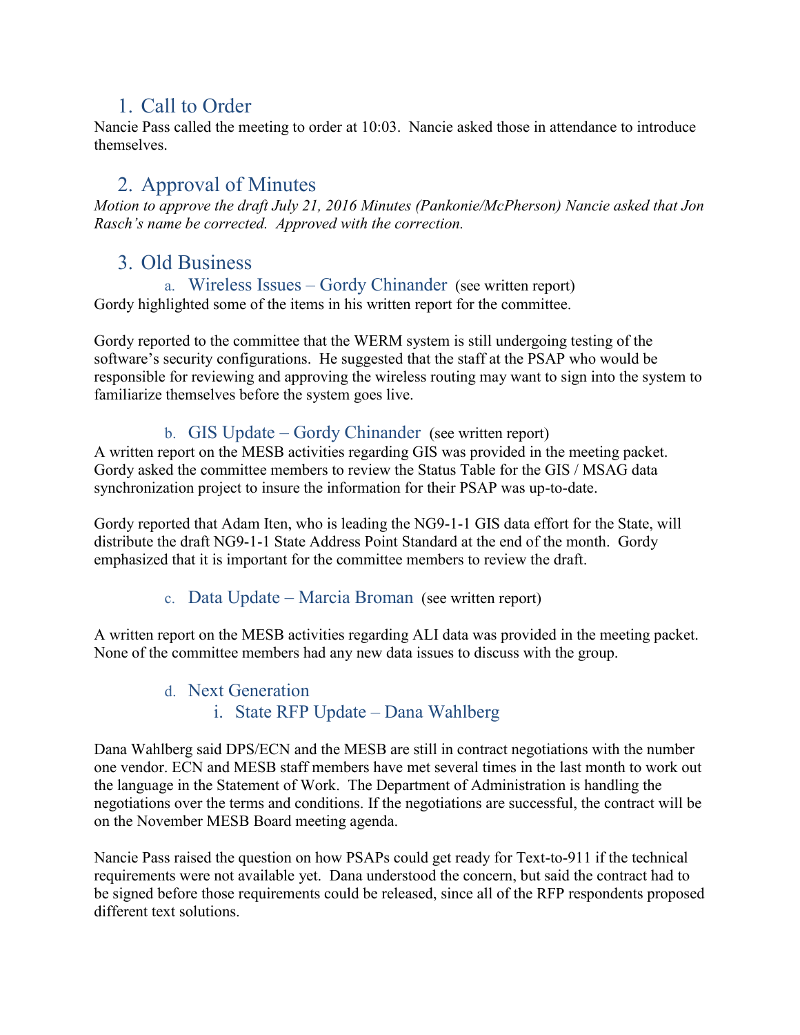## 1. Call to Order

Nancie Pass called the meeting to order at 10:03. Nancie asked those in attendance to introduce themselves.

## 2. Approval of Minutes

*Motion to approve the draft July 21, 2016 Minutes (Pankonie/McPherson) Nancie asked that Jon Rasch's name be corrected. Approved with the correction.*

## 3. Old Business

### a. Wireless Issues – Gordy Chinander (see written report)

Gordy highlighted some of the items in his written report for the committee.

Gordy reported to the committee that the WERM system is still undergoing testing of the software's security configurations. He suggested that the staff at the PSAP who would be responsible for reviewing and approving the wireless routing may want to sign into the system to familiarize themselves before the system goes live.

### b. GIS Update – Gordy Chinander (see written report)

A written report on the MESB activities regarding GIS was provided in the meeting packet. Gordy asked the committee members to review the Status Table for the GIS / MSAG data synchronization project to insure the information for their PSAP was up-to-date.

Gordy reported that Adam Iten, who is leading the NG9-1-1 GIS data effort for the State, will distribute the draft NG9-1-1 State Address Point Standard at the end of the month. Gordy emphasized that it is important for the committee members to review the draft.

### c. Data Update – Marcia Broman (see written report)

A written report on the MESB activities regarding ALI data was provided in the meeting packet. None of the committee members had any new data issues to discuss with the group.

### d. Next Generation

#### i. State RFP Update – Dana Wahlberg

Dana Wahlberg said DPS/ECN and the MESB are still in contract negotiations with the number one vendor. ECN and MESB staff members have met several times in the last month to work out the language in the Statement of Work. The Department of Administration is handling the negotiations over the terms and conditions. If the negotiations are successful, the contract will be on the November MESB Board meeting agenda.

Nancie Pass raised the question on how PSAPs could get ready for Text-to-911 if the technical requirements were not available yet. Dana understood the concern, but said the contract had to be signed before those requirements could be released, since all of the RFP respondents proposed different text solutions.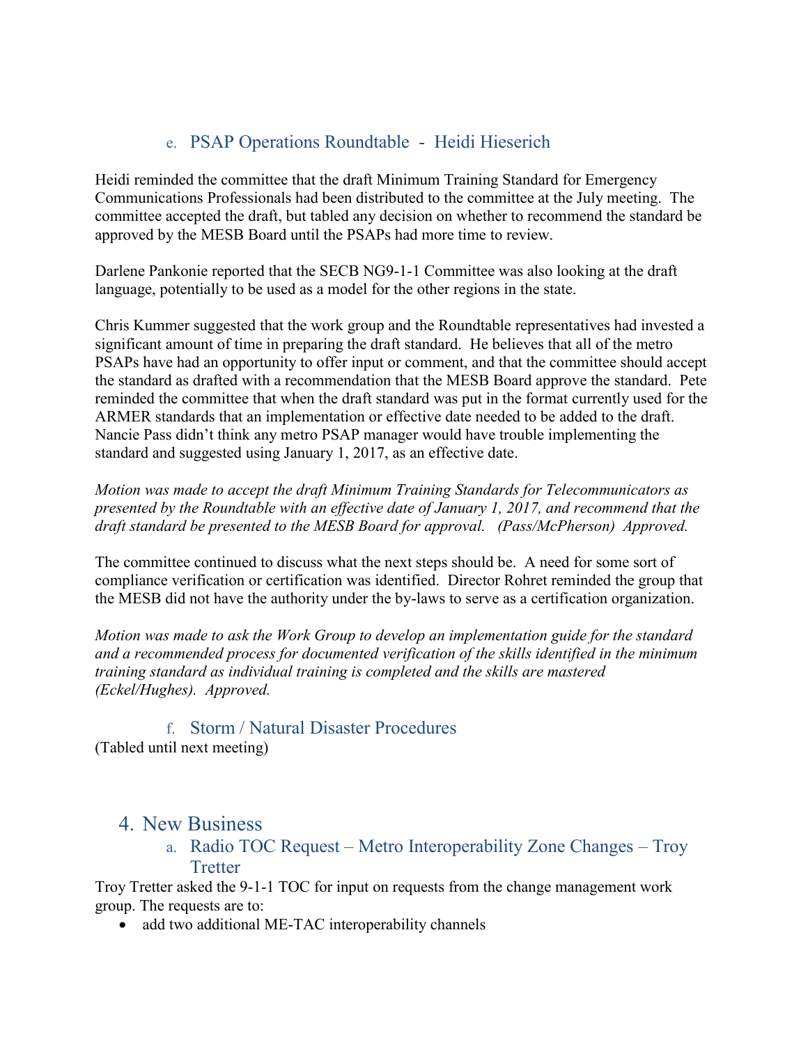### e. PSAP Operations Roundtable - Heidi Hieserich

Heidi reminded the committee that the draft Minimum Training Standard for Emergency Communications Professionals had been distributed to the committee at the July meeting. The committee accepted the draft, but tabled any decision on whether to recommend the standard be approved by the MESB Board until the PSAPs had more time to review.

Darlene Pankonie reported that the SECB NG9-1-1 Committee was also looking at the draft language, potentially to be used as a model for the other regions in the state.

Chris Kummer suggested that the work group and the Roundtable representatives had invested a significant amount of time in preparing the draft standard. He believes that all of the metro PSAPs have had an opportunity to offer input or comment, and that the committee should accept the standard as drafted with a recommendation that the MESB Board approve the standard. Pete reminded the committee that when the draft standard was put in the format currently used for the ARMER standards that an implementation or effective date needed to be added to the draft. Nancie Pass didn't think any metro PSAP manager would have trouble implementing the standard and suggested using January 1, 2017, as an effective date.

*Motion was made to accept the draft Minimum Training Standards for Telecommunicators as presented by the Roundtable with an effective date of January 1, 2017, and recommend that the draft standard be presented to the MESB Board for approval. (Pass/McPherson) Approved.*

The committee continued to discuss what the next steps should be. A need for some sort of compliance verification or certification was identified. Director Rohret reminded the group that the MESB did not have the authority under the by-laws to serve as a certification organization.

*Motion was made to ask the Work Group to develop an implementation guide for the standard and a recommended process for documented verification of the skills identified in the minimum training standard as individual training is completed and the skills are mastered (Eckel/Hughes). Approved.*

### f. Storm / Natural Disaster Procedures

(Tabled until next meeting)

## 4. New Business

### a. Radio TOC Request – Metro Interoperability Zone Changes – Troy Tretter

Troy Tretter asked the 9-1-1 TOC for input on requests from the change management work group. The requests are to:

- add two additional ME-TAC interoperability channels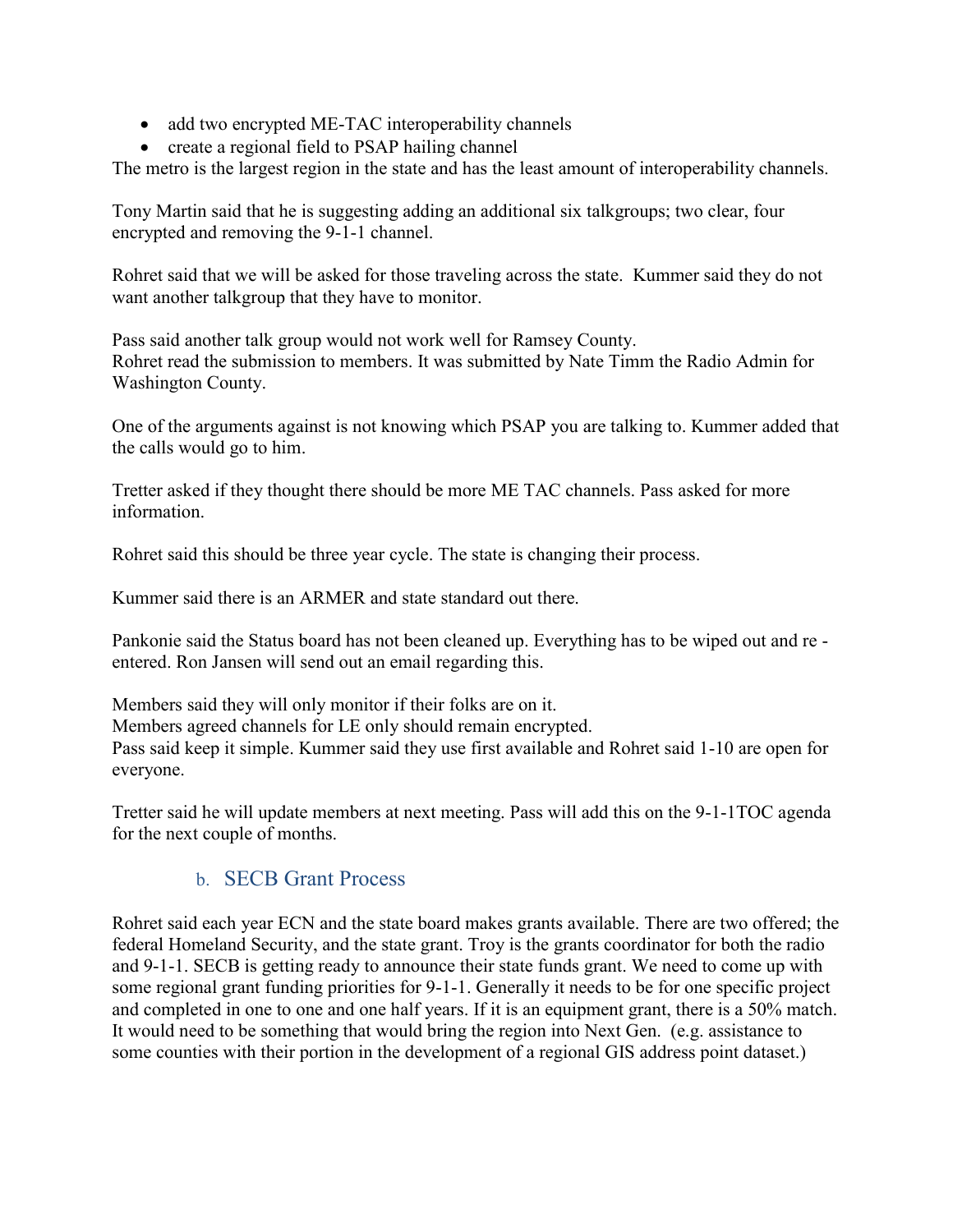- add two encrypted ME-TAC interoperability channels
- create a regional field to PSAP hailing channel

The metro is the largest region in the state and has the least amount of interoperability channels.

Tony Martin said that he is suggesting adding an additional six talkgroups; two clear, four encrypted and removing the 9-1-1 channel.

Rohret said that we will be asked for those traveling across the state. Kummer said they do not want another talkgroup that they have to monitor.

Pass said another talk group would not work well for Ramsey County.
Rohret read the submission to members. It was submitted by Nate Timm the Radio Admin for Washington County.

One of the arguments against is not knowing which PSAP you are talking to. Kummer added that the calls would go to him.

Tretter asked if they thought there should be more ME TAC channels. Pass asked for more information.

Rohret said this should be three year cycle. The state is changing their process.

Kummer said there is an ARMER and state standard out there.

Pankonie said the Status board has not been cleaned up. Everything has to be wiped out and re - entered. Ron Jansen will send out an email regarding this.

Members said they will only monitor if their folks are on it.
Members agreed channels for LE only should remain encrypted.
Pass said keep it simple. Kummer said they use first available and Rohret said 1-10 are open for everyone.

Tretter said he will update members at next meeting. Pass will add this on the 9-1-1TOC agenda for the next couple of months.

### b. SECB Grant Process

Rohret said each year ECN and the state board makes grants available. There are two offered; the federal Homeland Security, and the state grant. Troy is the grants coordinator for both the radio and 9-1-1. SECB is getting ready to announce their state funds grant. We need to come up with some regional grant funding priorities for 9-1-1. Generally it needs to be for one specific project and completed in one to one and one half years. If it is an equipment grant, there is a 50% match. It would need to be something that would bring the region into Next Gen. (e.g. assistance to some counties with their portion in the development of a regional GIS address point dataset.)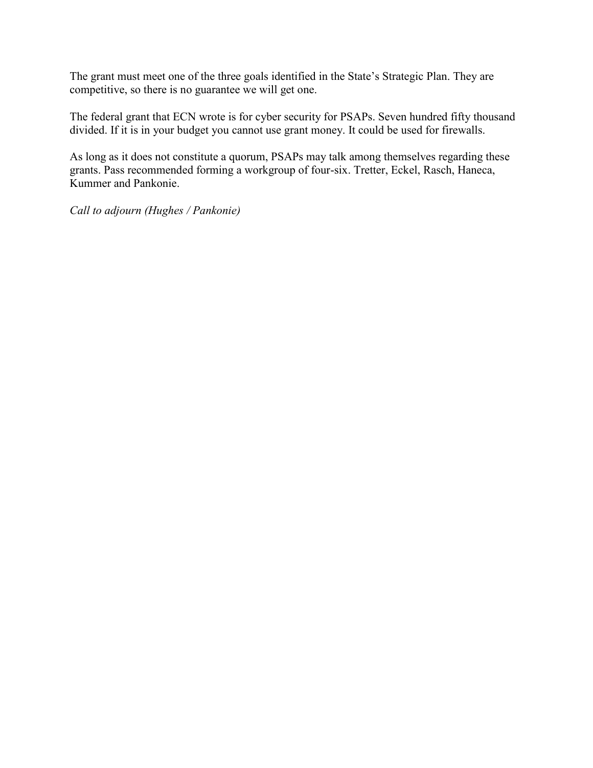The grant must meet one of the three goals identified in the State's Strategic Plan. They are competitive, so there is no guarantee we will get one.

The federal grant that ECN wrote is for cyber security for PSAPs. Seven hundred fifty thousand divided. If it is in your budget you cannot use grant money. It could be used for firewalls.

As long as it does not constitute a quorum, PSAPs may talk among themselves regarding these grants. Pass recommended forming a workgroup of four-six. Tretter, Eckel, Rasch, Haneca, Kummer and Pankonie.

*Call to adjourn (Hughes / Pankonie)*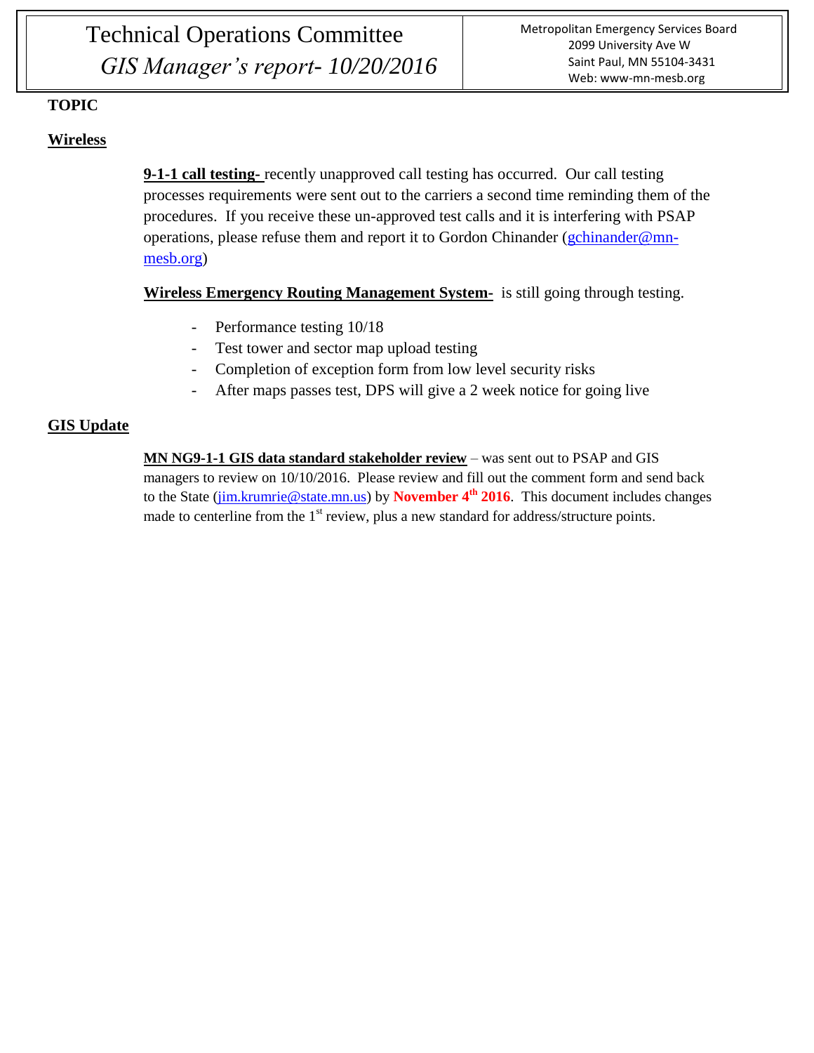# Technical Operations Committee

## *GIS Manager's report- 10/20/2016*

Metropolitan Emergency Services Board
2099 University Ave W
Saint Paul, MN 55104-3431
Web: www-mn-mesb.org

**TOPIC**

**Wireless**

**9-1-1 call testing-** recently unapproved call testing has occurred. Our call testing processes requirements were sent out to the carriers a second time reminding them of the procedures. If you receive these un-approved test calls and it is interfering with PSAP operations, please refuse them and report it to Gordon Chinander (gchinander@mn-mesb.org)

**Wireless Emergency Routing Management System-** is still going through testing.

- Performance testing 10/18
- Test tower and sector map upload testing
- Completion of exception form from low level security risks
- After maps passes test, DPS will give a 2 week notice for going live

**GIS Update**

**MN NG9-1-1 GIS data standard stakeholder review** – was sent out to PSAP and GIS managers to review on 10/10/2016. Please review and fill out the comment form and send back to the State (jim.krumrie@state.mn.us) by **November 4th 2016**. This document includes changes made to centerline from the 1st review, plus a new standard for address/structure points.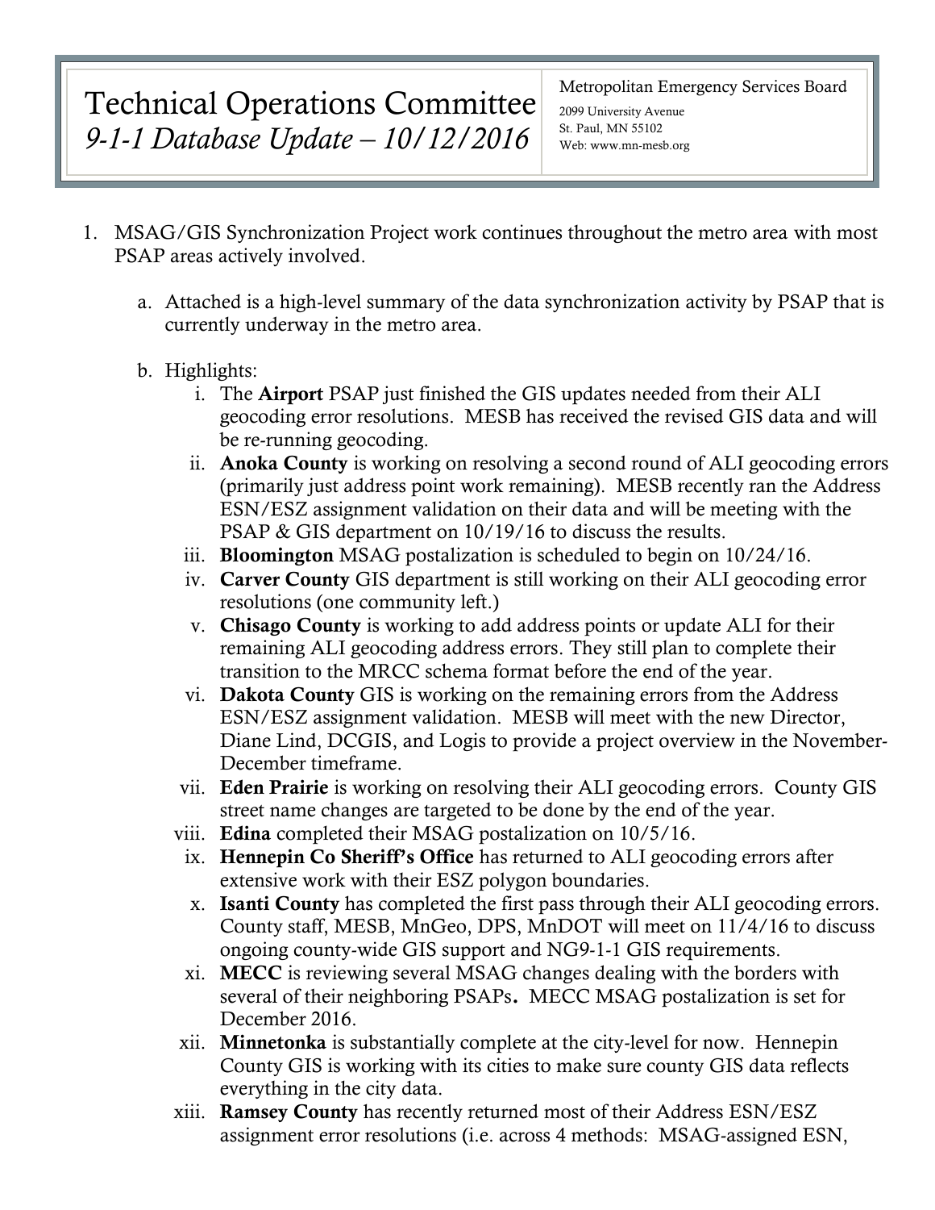# Technical Operations Committee

## *9-1-1 Database Update – 10/12/2016*

Metropolitan Emergency Services Board
2099 University Avenue
St. Paul, MN 55102
Web: www.mn-mesb.org

1. MSAG/GIS Synchronization Project work continues throughout the metro area with most PSAP areas actively involved.

   a. Attached is a high-level summary of the data synchronization activity by PSAP that is currently underway in the metro area.

   b. Highlights:

      i. The **Airport** PSAP just finished the GIS updates needed from their ALI geocoding error resolutions. MESB has received the revised GIS data and will be re-running geocoding.

      ii. **Anoka County** is working on resolving a second round of ALI geocoding errors (primarily just address point work remaining). MESB recently ran the Address ESN/ESZ assignment validation on their data and will be meeting with the PSAP & GIS department on 10/19/16 to discuss the results.

      iii. **Bloomington** MSAG postalization is scheduled to begin on 10/24/16.

      iv. **Carver County** GIS department is still working on their ALI geocoding error resolutions (one community left.)

      v. **Chisago County** is working to add address points or update ALI for their remaining ALI geocoding address errors. They still plan to complete their transition to the MRCC schema format before the end of the year.

      vi. **Dakota County** GIS is working on the remaining errors from the Address ESN/ESZ assignment validation. MESB will meet with the new Director, Diane Lind, DCGIS, and Logis to provide a project overview in the November-December timeframe.

      vii. **Eden Prairie** is working on resolving their ALI geocoding errors. County GIS street name changes are targeted to be done by the end of the year.

      viii. **Edina** completed their MSAG postalization on 10/5/16.

      ix. **Hennepin Co Sheriff's Office** has returned to ALI geocoding errors after extensive work with their ESZ polygon boundaries.

      x. **Isanti County** has completed the first pass through their ALI geocoding errors. County staff, MESB, MnGeo, DPS, MnDOT will meet on 11/4/16 to discuss ongoing county-wide GIS support and NG9-1-1 GIS requirements.

      xi. **MECC** is reviewing several MSAG changes dealing with the borders with several of their neighboring PSAPs**.** MECC MSAG postalization is set for December 2016.

      xii. **Minnetonka** is substantially complete at the city-level for now. Hennepin County GIS is working with its cities to make sure county GIS data reflects everything in the city data.

      xiii. **Ramsey County** has recently returned most of their Address ESN/ESZ assignment error resolutions (i.e. across 4 methods: MSAG-assigned ESN,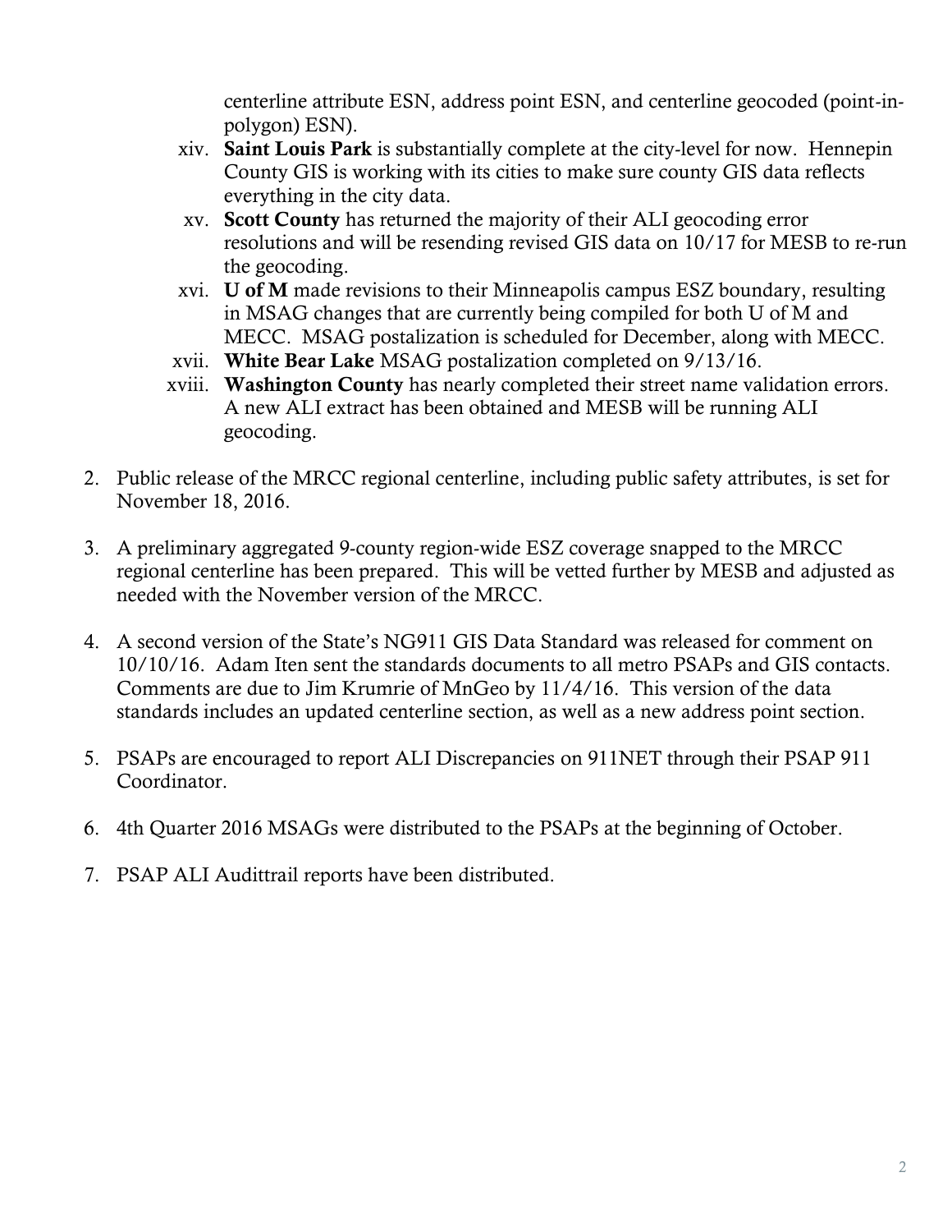centerline attribute ESN, address point ESN, and centerline geocoded (point-in-polygon) ESN).

xiv. **Saint Louis Park** is substantially complete at the city-level for now. Hennepin County GIS is working with its cities to make sure county GIS data reflects everything in the city data.

xv. **Scott County** has returned the majority of their ALI geocoding error resolutions and will be resending revised GIS data on 10/17 for MESB to re-run the geocoding.

xvi. **U of M** made revisions to their Minneapolis campus ESZ boundary, resulting in MSAG changes that are currently being compiled for both U of M and MECC. MSAG postalization is scheduled for December, along with MECC.

xvii. **White Bear Lake** MSAG postalization completed on 9/13/16.

xviii. **Washington County** has nearly completed their street name validation errors. A new ALI extract has been obtained and MESB will be running ALI geocoding.

2. Public release of the MRCC regional centerline, including public safety attributes, is set for November 18, 2016.

3. A preliminary aggregated 9-county region-wide ESZ coverage snapped to the MRCC regional centerline has been prepared. This will be vetted further by MESB and adjusted as needed with the November version of the MRCC.

4. A second version of the State's NG911 GIS Data Standard was released for comment on 10/10/16. Adam Iten sent the standards documents to all metro PSAPs and GIS contacts. Comments are due to Jim Krumrie of MnGeo by 11/4/16. This version of the data standards includes an updated centerline section, as well as a new address point section.

5. PSAPs are encouraged to report ALI Discrepancies on 911NET through their PSAP 911 Coordinator.

6. 4th Quarter 2016 MSAGs were distributed to the PSAPs at the beginning of October.

7. PSAP ALI Audittrail reports have been distributed.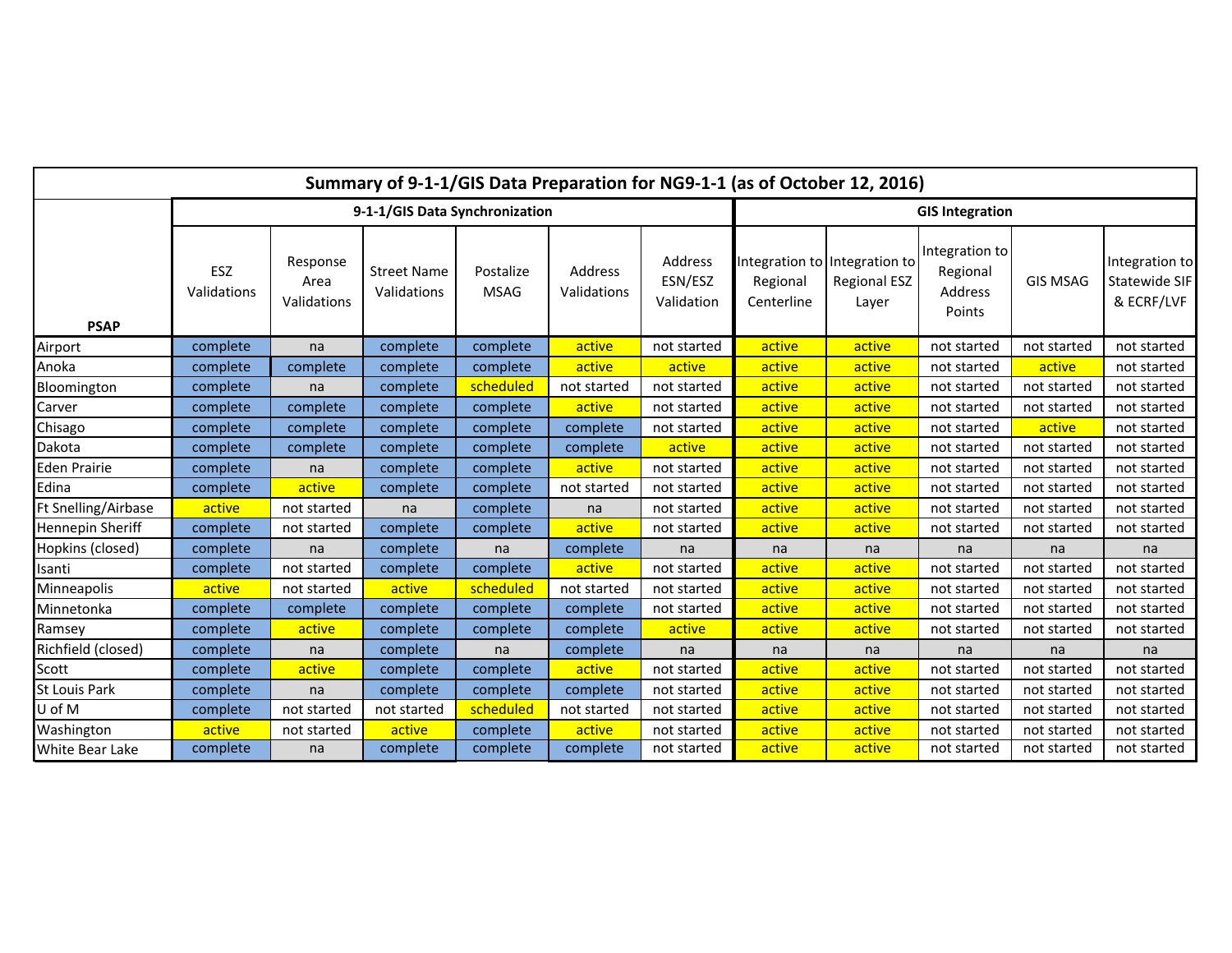## Summary of 9-1-1/GIS Data Preparation for NG9-1-1 (as of October 12, 2016)

| PSAP | 9-1-1/GIS Data Synchronization | | | | | | GIS Integration | | | | |
|---|---|---|---|---|---|---|---|---|---|---|---|
| | ESZ Validations | Response Area Validations | Street Name Validations | Postalize MSAG | Address Validations | Address ESN/ESZ Validation | Integration to Regional Centerline | Integration to Regional ESZ Layer | Integration to Regional Address Points | GIS MSAG | Integration to Statewide SIF & ECRF/LVF |
| Airport | complete | na | complete | complete | active | not started | active | active | not started | not started | not started |
| Anoka | complete | complete | complete | complete | active | active | active | active | not started | active | not started |
| Bloomington | complete | na | complete | scheduled | not started | not started | active | active | not started | not started | not started |
| Carver | complete | complete | complete | complete | active | not started | active | active | not started | not started | not started |
| Chisago | complete | complete | complete | complete | complete | not started | active | active | not started | active | not started |
| Dakota | complete | complete | complete | complete | complete | active | active | active | not started | not started | not started |
| Eden Prairie | complete | na | complete | complete | active | not started | active | active | not started | not started | not started |
| Edina | complete | active | complete | complete | not started | not started | active | active | not started | not started | not started |
| Ft Snelling/Airbase | active | not started | na | complete | na | not started | active | active | not started | not started | not started |
| Hennepin Sheriff | complete | not started | complete | complete | active | not started | active | active | not started | not started | not started |
| Hopkins (closed) | complete | na | complete | na | complete | na | na | na | na | na | na |
| Isanti | complete | not started | complete | complete | active | not started | active | active | not started | not started | not started |
| Minneapolis | active | not started | active | scheduled | not started | not started | active | active | not started | not started | not started |
| Minnetonka | complete | complete | complete | complete | complete | not started | active | active | not started | not started | not started |
| Ramsey | complete | active | complete | complete | complete | active | active | active | not started | not started | not started |
| Richfield (closed) | complete | na | complete | na | complete | na | na | na | na | na | na |
| Scott | complete | active | complete | complete | active | not started | active | active | not started | not started | not started |
| St Louis Park | complete | na | complete | complete | complete | not started | active | active | not started | not started | not started |
| U of M | complete | not started | not started | scheduled | not started | not started | active | active | not started | not started | not started |
| Washington | active | not started | active | complete | active | not started | active | active | not started | not started | not started |
| White Bear Lake | complete | na | complete | complete | complete | not started | active | active | not started | not started | not started |